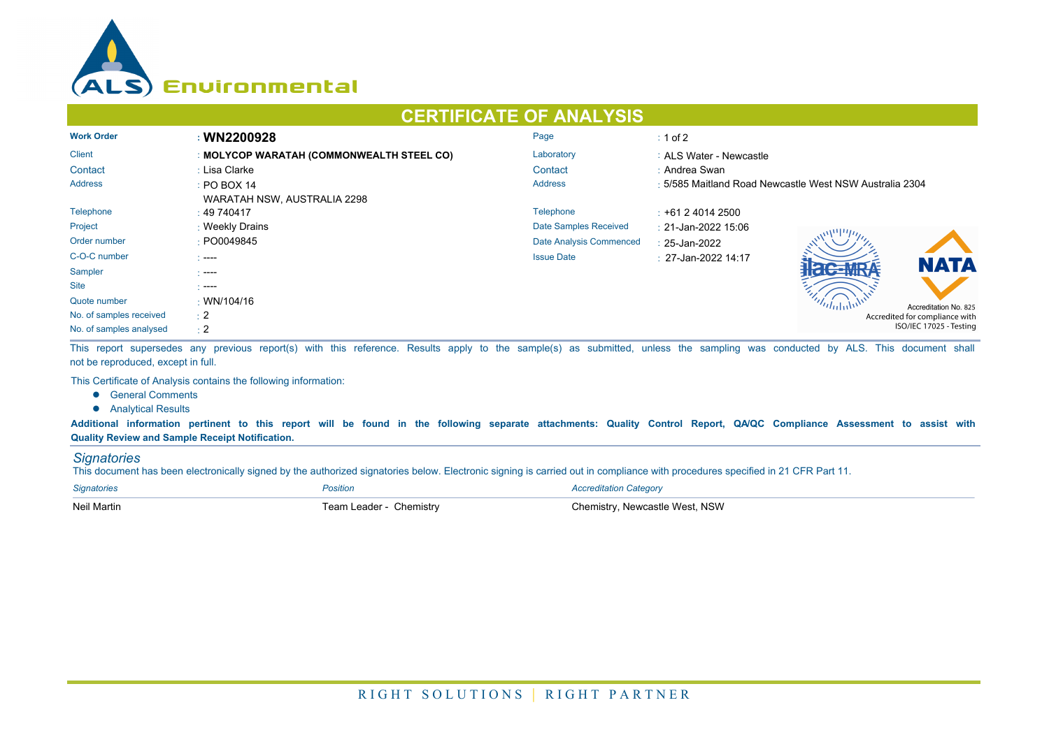ALS Environmental

# CERTIFICATE OF ANALYSIS

| | | | |
|---|---|---|---|
| **Work Order** | : **WN2200928** | Page | : 1 of 2 |
| Client | : **MOLYCOP WARATAH (COMMONWEALTH STEEL CO)** | Laboratory | : ALS Water - Newcastle |
| Contact | : Lisa Clarke | Contact | : Andrea Swan |
| Address | : PO BOX 14 WARATAH NSW, AUSTRALIA 2298 | Address | : 5/585 Maitland Road Newcastle West NSW Australia 2304 |
| Telephone | : 49 740417 | Telephone | : +61 2 4014 2500 |
| Project | : Weekly Drains | Date Samples Received | : 21-Jan-2022 15:06 |
| Order number | : PO0049845 | Date Analysis Commenced | : 25-Jan-2022 |
| C-O-C number | : ---- | Issue Date | : 27-Jan-2022 14:17 |
| Sampler | : ---- | | |
| Site | : ---- | | |
| Quote number | : WN/104/16 | | |
| No. of samples received | : 2 | | |
| No. of samples analysed | : 2 | | |

NATA Accreditation No. 825
Accredited for compliance with ISO/IEC 17025 - Testing

This report supersedes any previous report(s) with this reference. Results apply to the sample(s) as submitted, unless the sampling was conducted by ALS. This document shall not be reproduced, except in full.

This Certificate of Analysis contains the following information:

- General Comments
- Analytical Results

**Additional information pertinent to this report will be found in the following separate attachments: Quality Control Report, QA/QC Compliance Assessment to assist with Quality Review and Sample Receipt Notification.**

## *Signatories*

This document has been electronically signed by the authorized signatories below. Electronic signing is carried out in compliance with procedures specified in 21 CFR Part 11.

| *Signatories* | *Position* | *Accreditation Category* |
|---|---|---|
| Neil Martin | Team Leader - Chemistry | Chemistry, Newcastle West, NSW |

RIGHT SOLUTIONS | RIGHT PARTNER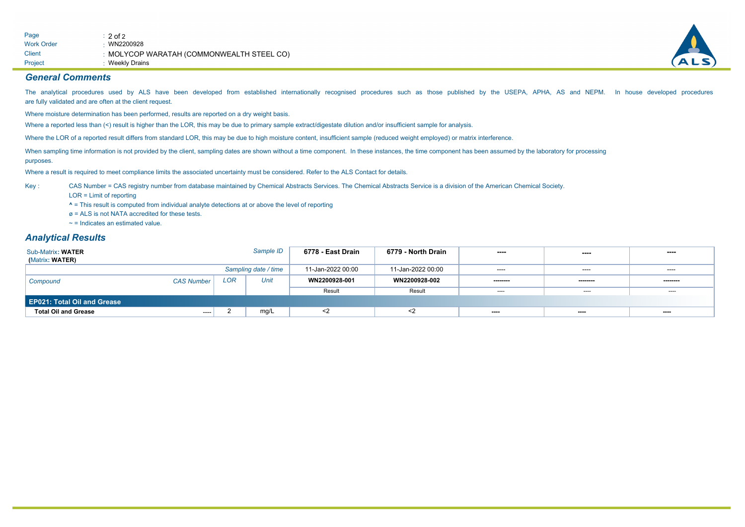| | |
|---|---|
| Page | : 2 of 2 |
| Work Order | : WN2200928 |
| Client | : MOLYCOP WARATAH (COMMONWEALTH STEEL CO) |
| Project | : Weekly Drains |

## General Comments

The analytical procedures used by ALS have been developed from established internationally recognised procedures such as those published by the USEPA, APHA, AS and NEPM. In house developed procedures are fully validated and are often at the client request.

Where moisture determination has been performed, results are reported on a dry weight basis.

Where a reported less than (<) result is higher than the LOR, this may be due to primary sample extract/digestate dilution and/or insufficient sample for analysis.

Where the LOR of a reported result differs from standard LOR, this may be due to high moisture content, insufficient sample (reduced weight employed) or matrix interference.

When sampling time information is not provided by the client, sampling dates are shown without a time component. In these instances, the time component has been assumed by the laboratory for processing purposes.

Where a result is required to meet compliance limits the associated uncertainty must be considered. Refer to the ALS Contact for details.

Key : CAS Number = CAS registry number from database maintained by Chemical Abstracts Services. The Chemical Abstracts Service is a division of the American Chemical Society.

LOR = Limit of reporting

^ = This result is computed from individual analyte detections at or above the level of reporting

ø = ALS is not NATA accredited for these tests.

~ = Indicates an estimated value.

## Analytical Results

| Sub-Matrix: WATER (Matrix: WATER) | | | Sample ID | 6778 - East Drain | 6779 - North Drain | ---- | ---- | ---- |
|---|---|---|---|---|---|---|---|---|
| | | | Sampling date / time | 11-Jan-2022 00:00 | 11-Jan-2022 00:00 | ---- | ---- | ---- |
| Compound | CAS Number | LOR | Unit | WN2200928-001 | WN2200928-002 | -------- | -------- | -------- |
| | | | | Result | Result | ---- | ---- | ---- |
| **EP021: Total Oil and Grease** | | | | | | | | |
| **Total Oil and Grease** | ---- | 2 | mg/L | <2 | <2 | ---- | ---- | ---- |